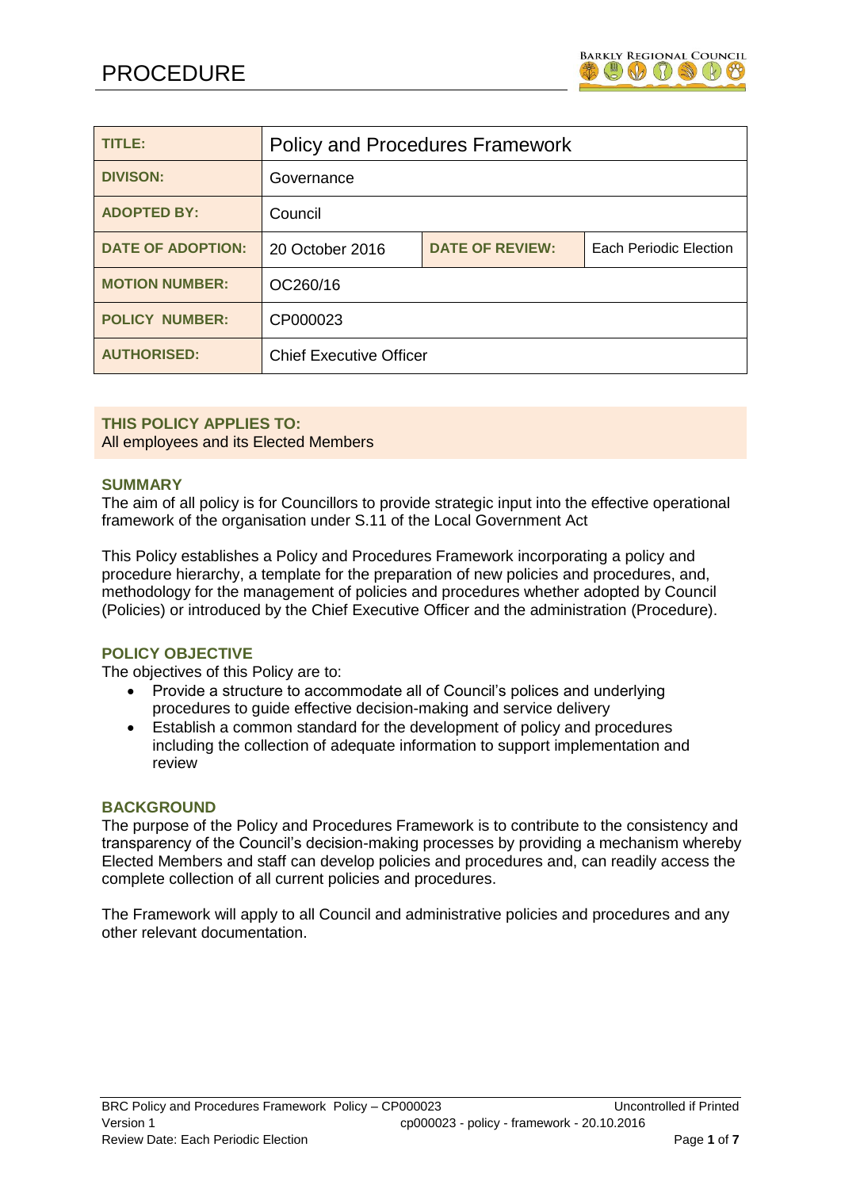# PROCEDURE

| TITLE: | Policy and Procedures Framework | | |
|---|---|---|---|
| DIVISON: | Governance | | |
| ADOPTED BY: | Council | | |
| DATE OF ADOPTION: | 20 October 2016 | DATE OF REVIEW: | Each Periodic Election |
| MOTION NUMBER: | OC260/16 | | |
| POLICY NUMBER: | CP000023 | | |
| AUTHORISED: | Chief Executive Officer | | |

**THIS POLICY APPLIES TO:**
All employees and its Elected Members

## SUMMARY

The aim of all policy is for Councillors to provide strategic input into the effective operational framework of the organisation under S.11 of the Local Government Act

This Policy establishes a Policy and Procedures Framework incorporating a policy and procedure hierarchy, a template for the preparation of new policies and procedures, and, methodology for the management of policies and procedures whether adopted by Council (Policies) or introduced by the Chief Executive Officer and the administration (Procedure).

## POLICY OBJECTIVE

The objectives of this Policy are to:

- Provide a structure to accommodate all of Council's polices and underlying procedures to guide effective decision-making and service delivery
- Establish a common standard for the development of policy and procedures including the collection of adequate information to support implementation and review

## BACKGROUND

The purpose of the Policy and Procedures Framework is to contribute to the consistency and transparency of the Council's decision-making processes by providing a mechanism whereby Elected Members and staff can develop policies and procedures and, can readily access the complete collection of all current policies and procedures.

The Framework will apply to all Council and administrative policies and procedures and any other relevant documentation.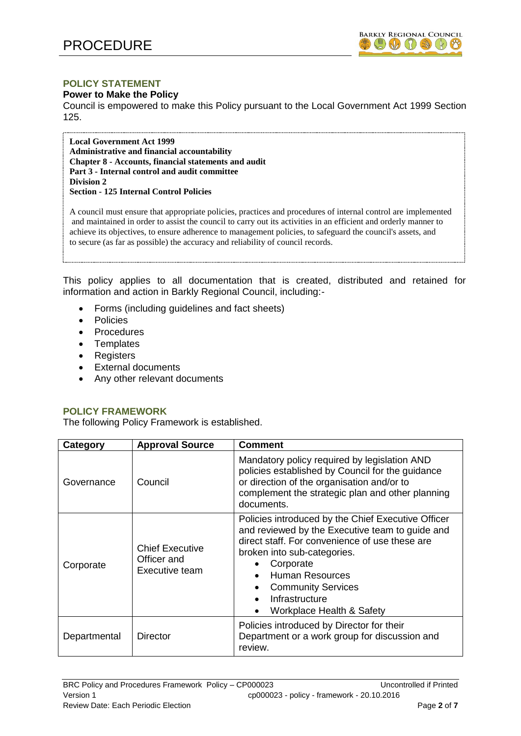## POLICY STATEMENT

### Power to Make the Policy

Council is empowered to make this Policy pursuant to the Local Government Act 1999 Section 125.

> **Local Government Act 1999**
> **Administrative and financial accountability**
> **Chapter 8 - Accounts, financial statements and audit**
> **Part 3 - Internal control and audit committee**
> **Division 2**
> **Section - 125 Internal Control Policies**
>
> A council must ensure that appropriate policies, practices and procedures of internal control are implemented and maintained in order to assist the council to carry out its activities in an efficient and orderly manner to achieve its objectives, to ensure adherence to management policies, to safeguard the council's assets, and to secure (as far as possible) the accuracy and reliability of council records.

This policy applies to all documentation that is created, distributed and retained for information and action in Barkly Regional Council, including:-

- Forms (including guidelines and fact sheets)
- Policies
- Procedures
- Templates
- Registers
- External documents
- Any other relevant documents

## POLICY FRAMEWORK

The following Policy Framework is established.

| Category | Approval Source | Comment |
|---|---|---|
| Governance | Council | Mandatory policy required by legislation AND policies established by Council for the guidance or direction of the organisation and/or to complement the strategic plan and other planning documents. |
| Corporate | Chief Executive Officer and Executive team | Policies introduced by the Chief Executive Officer and reviewed by the Executive team to guide and direct staff. For convenience of use these are broken into sub-categories.<br>• Corporate<br>• Human Resources<br>• Community Services<br>• Infrastructure<br>• Workplace Health & Safety |
| Departmental | Director | Policies introduced by Director for their Department or a work group for discussion and review. |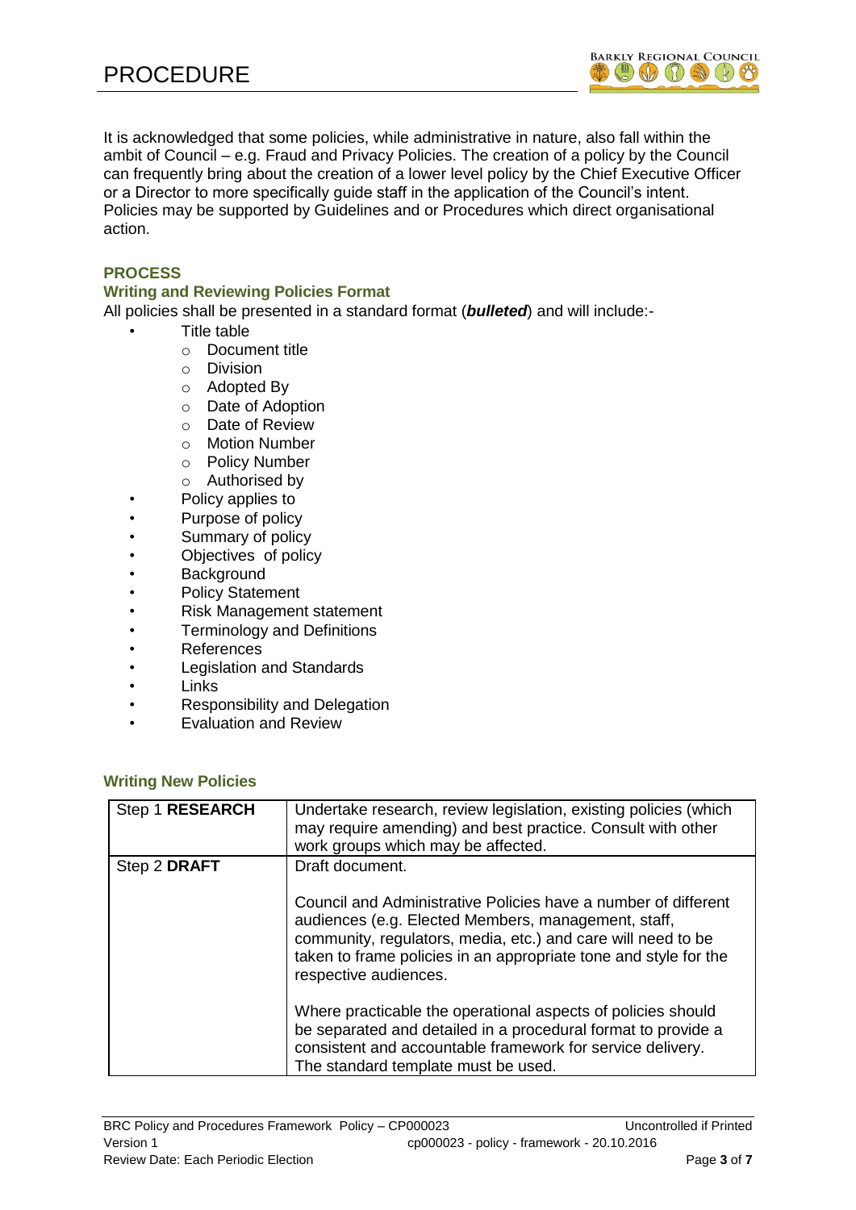It is acknowledged that some policies, while administrative in nature, also fall within the ambit of Council – e.g. Fraud and Privacy Policies. The creation of a policy by the Council can frequently bring about the creation of a lower level policy by the Chief Executive Officer or a Director to more specifically guide staff in the application of the Council's intent. Policies may be supported by Guidelines and or Procedures which direct organisational action.

## PROCESS

### Writing and Reviewing Policies Format

All policies shall be presented in a standard format (***bulleted***) and will include:-

- Title table
  - Document title
  - Division
  - Adopted By
  - Date of Adoption
  - Date of Review
  - Motion Number
  - Policy Number
  - Authorised by
- Policy applies to
- Purpose of policy
- Summary of policy
- Objectives of policy
- Background
- Policy Statement
- Risk Management statement
- Terminology and Definitions
- References
- Legislation and Standards
- Links
- Responsibility and Delegation
- Evaluation and Review

### Writing New Policies

| | |
|---|---|
| Step 1 **RESEARCH** | Undertake research, review legislation, existing policies (which may require amending) and best practice. Consult with other work groups which may be affected. |
| Step 2 **DRAFT** | Draft document.<br><br>Council and Administrative Policies have a number of different audiences (e.g. Elected Members, management, staff, community, regulators, media, etc.) and care will need to be taken to frame policies in an appropriate tone and style for the respective audiences.<br><br>Where practicable the operational aspects of policies should be separated and detailed in a procedural format to provide a consistent and accountable framework for service delivery. The standard template must be used. |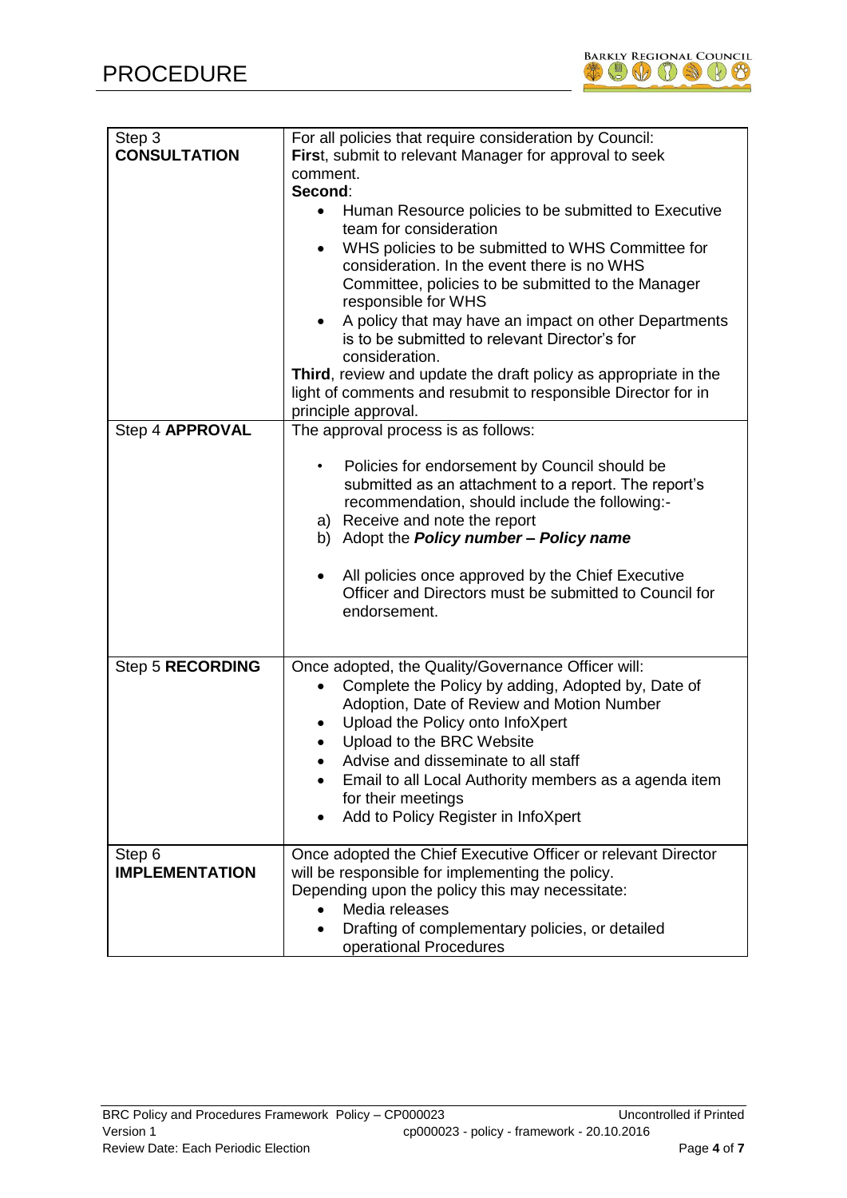# PROCEDURE

| | |
|---|---|
| Step 3 **CONSULTATION** | For all policies that require consideration by Council:<br>**Firs**t, submit to relevant Manager for approval to seek comment.<br>**Second**:<br>• Human Resource policies to be submitted to Executive team for consideration<br>• WHS policies to be submitted to WHS Committee for consideration. In the event there is no WHS Committee, policies to be submitted to the Manager responsible for WHS<br>• A policy that may have an impact on other Departments is to be submitted to relevant Director's for consideration.<br>**Third**, review and update the draft policy as appropriate in the light of comments and resubmit to responsible Director for in principle approval. |
| Step 4 **APPROVAL** | The approval process is as follows:<br>• Policies for endorsement by Council should be submitted as an attachment to a report. The report's recommendation, should include the following:-<br>a) Receive and note the report<br>b) Adopt the ***Policy number – Policy name***<br>• All policies once approved by the Chief Executive Officer and Directors must be submitted to Council for endorsement. |
| Step 5 **RECORDING** | Once adopted, the Quality/Governance Officer will:<br>• Complete the Policy by adding, Adopted by, Date of Adoption, Date of Review and Motion Number<br>• Upload the Policy onto InfoXpert<br>• Upload to the BRC Website<br>• Advise and disseminate to all staff<br>• Email to all Local Authority members as a agenda item for their meetings<br>• Add to Policy Register in InfoXpert |
| Step 6 **IMPLEMENTATION** | Once adopted the Chief Executive Officer or relevant Director will be responsible for implementing the policy.<br>Depending upon the policy this may necessitate:<br>• Media releases<br>• Drafting of complementary policies, or detailed operational Procedures |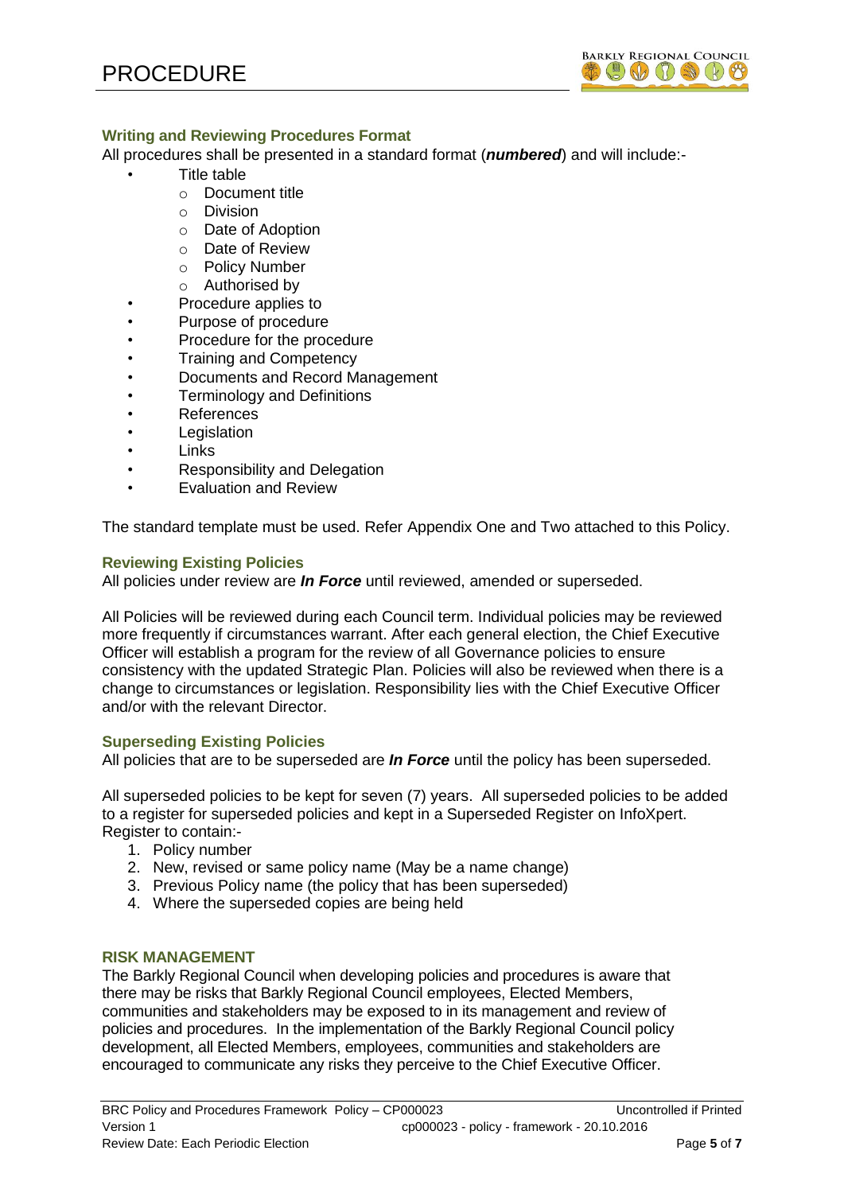### Writing and Reviewing Procedures Format

All procedures shall be presented in a standard format (***numbered***) and will include:-

- Title table
  - Document title
  - Division
  - Date of Adoption
  - Date of Review
  - Policy Number
  - Authorised by
- Procedure applies to
- Purpose of procedure
- Procedure for the procedure
- Training and Competency
- Documents and Record Management
- Terminology and Definitions
- References
- Legislation
- Links
- Responsibility and Delegation
- Evaluation and Review

The standard template must be used. Refer Appendix One and Two attached to this Policy.

### Reviewing Existing Policies

All policies under review are ***In Force*** until reviewed, amended or superseded.

All Policies will be reviewed during each Council term. Individual policies may be reviewed more frequently if circumstances warrant. After each general election, the Chief Executive Officer will establish a program for the review of all Governance policies to ensure consistency with the updated Strategic Plan. Policies will also be reviewed when there is a change to circumstances or legislation. Responsibility lies with the Chief Executive Officer and/or with the relevant Director.

### Superseding Existing Policies

All policies that are to be superseded are ***In Force*** until the policy has been superseded.

All superseded policies to be kept for seven (7) years. All superseded policies to be added to a register for superseded policies and kept in a Superseded Register on InfoXpert. Register to contain:-

1. Policy number
2. New, revised or same policy name (May be a name change)
3. Previous Policy name (the policy that has been superseded)
4. Where the superseded copies are being held

## RISK MANAGEMENT

The Barkly Regional Council when developing policies and procedures is aware that there may be risks that Barkly Regional Council employees, Elected Members, communities and stakeholders may be exposed to in its management and review of policies and procedures. In the implementation of the Barkly Regional Council policy development, all Elected Members, employees, communities and stakeholders are encouraged to communicate any risks they perceive to the Chief Executive Officer.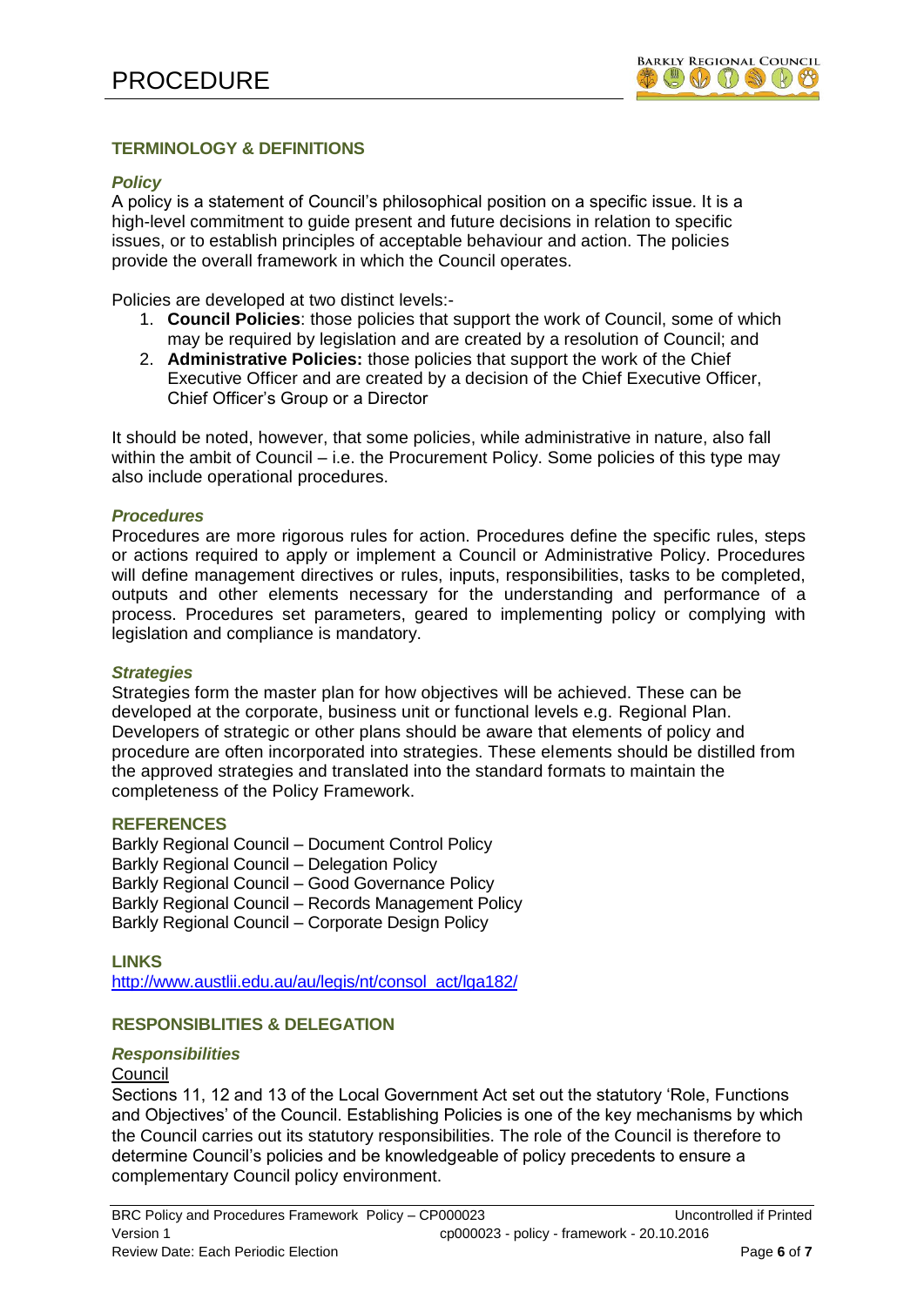## TERMINOLOGY & DEFINITIONS

### *Policy*

A policy is a statement of Council's philosophical position on a specific issue. It is a high-level commitment to guide present and future decisions in relation to specific issues, or to establish principles of acceptable behaviour and action. The policies provide the overall framework in which the Council operates.

Policies are developed at two distinct levels:-

1. **Council Policies**: those policies that support the work of Council, some of which may be required by legislation and are created by a resolution of Council; and
2. **Administrative Policies:** those policies that support the work of the Chief Executive Officer and are created by a decision of the Chief Executive Officer, Chief Officer's Group or a Director

It should be noted, however, that some policies, while administrative in nature, also fall within the ambit of Council – i.e. the Procurement Policy. Some policies of this type may also include operational procedures.

### *Procedures*

Procedures are more rigorous rules for action. Procedures define the specific rules, steps or actions required to apply or implement a Council or Administrative Policy. Procedures will define management directives or rules, inputs, responsibilities, tasks to be completed, outputs and other elements necessary for the understanding and performance of a process. Procedures set parameters, geared to implementing policy or complying with legislation and compliance is mandatory.

### *Strategies*

Strategies form the master plan for how objectives will be achieved. These can be developed at the corporate, business unit or functional levels e.g. Regional Plan. Developers of strategic or other plans should be aware that elements of policy and procedure are often incorporated into strategies. These elements should be distilled from the approved strategies and translated into the standard formats to maintain the completeness of the Policy Framework.

## REFERENCES

Barkly Regional Council – Document Control Policy
Barkly Regional Council – Delegation Policy
Barkly Regional Council – Good Governance Policy
Barkly Regional Council – Records Management Policy
Barkly Regional Council – Corporate Design Policy

## LINKS

http://www.austlii.edu.au/au/legis/nt/consol_act/lga182/

## RESPONSIBLITIES & DELEGATION

### *Responsibilities*

Council

Sections 11, 12 and 13 of the Local Government Act set out the statutory 'Role, Functions and Objectives' of the Council. Establishing Policies is one of the key mechanisms by which the Council carries out its statutory responsibilities. The role of the Council is therefore to determine Council's policies and be knowledgeable of policy precedents to ensure a complementary Council policy environment.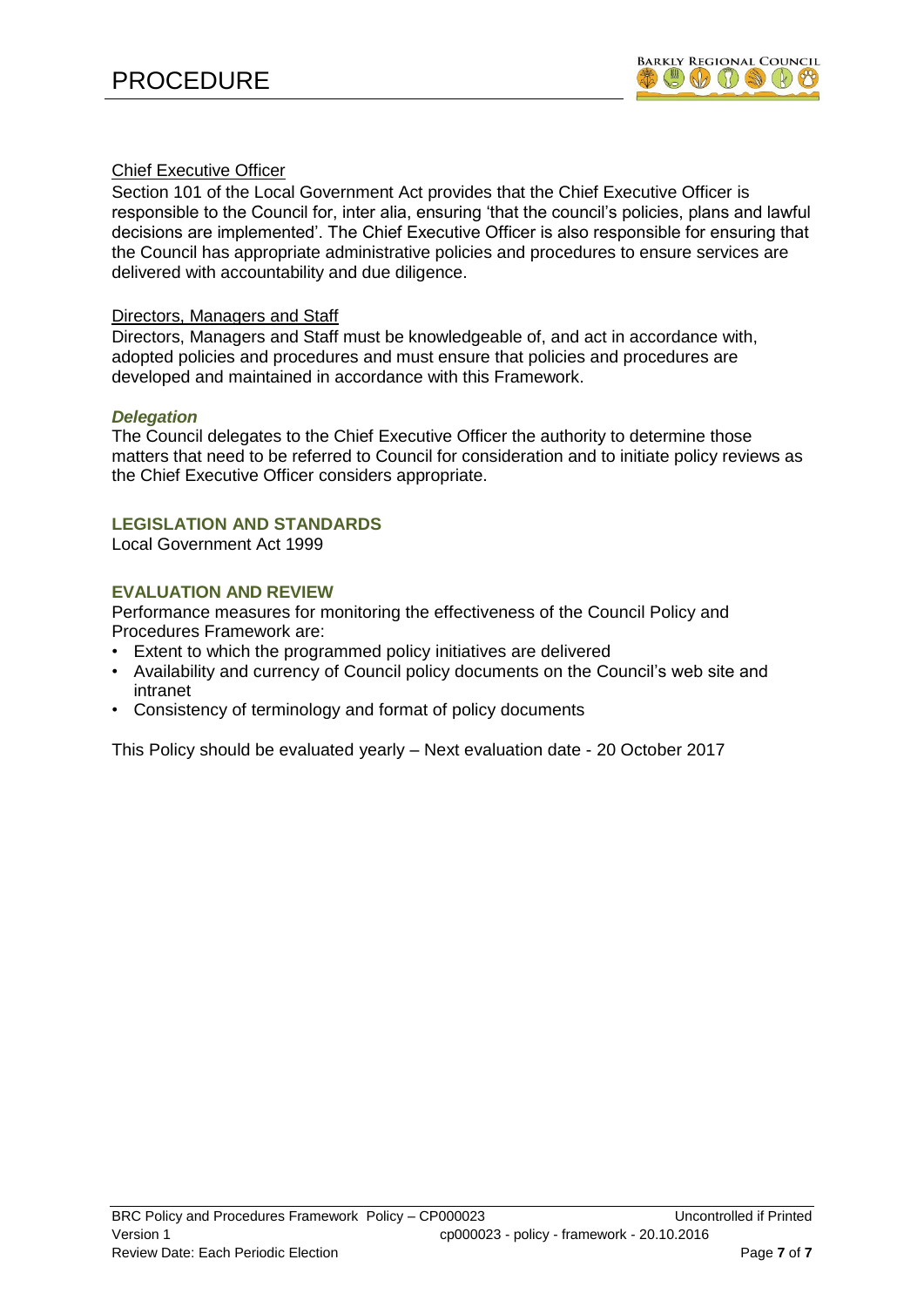Chief Executive Officer

Section 101 of the Local Government Act provides that the Chief Executive Officer is responsible to the Council for, inter alia, ensuring 'that the council's policies, plans and lawful decisions are implemented'. The Chief Executive Officer is also responsible for ensuring that the Council has appropriate administrative policies and procedures to ensure services are delivered with accountability and due diligence.

Directors, Managers and Staff

Directors, Managers and Staff must be knowledgeable of, and act in accordance with, adopted policies and procedures and must ensure that policies and procedures are developed and maintained in accordance with this Framework.

***Delegation***

The Council delegates to the Chief Executive Officer the authority to determine those matters that need to be referred to Council for consideration and to initiate policy reviews as the Chief Executive Officer considers appropriate.

## LEGISLATION AND STANDARDS

Local Government Act 1999

## EVALUATION AND REVIEW

Performance measures for monitoring the effectiveness of the Council Policy and Procedures Framework are:

- Extent to which the programmed policy initiatives are delivered
- Availability and currency of Council policy documents on the Council's web site and intranet
- Consistency of terminology and format of policy documents

This Policy should be evaluated yearly – Next evaluation date - 20 October 2017